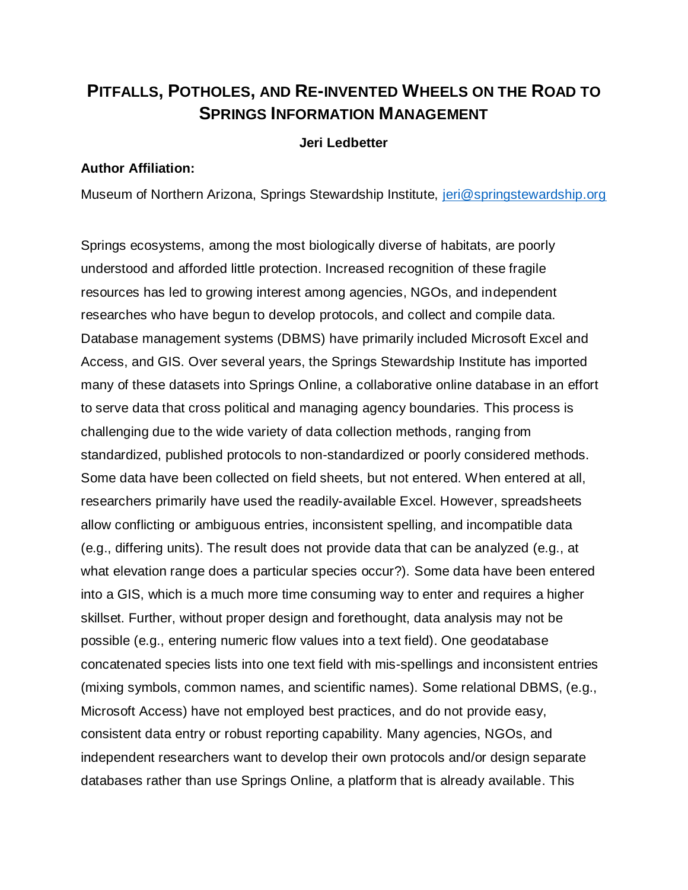# Pitfalls, Potholes, and Re-invented Wheels on the Road to Springs Information Management

**Jeri Ledbetter**

**Author Affiliation:**

Museum of Northern Arizona, Springs Stewardship Institute, jeri@springstewardship.org

Springs ecosystems, among the most biologically diverse of habitats, are poorly understood and afforded little protection. Increased recognition of these fragile resources has led to growing interest among agencies, NGOs, and independent researches who have begun to develop protocols, and collect and compile data. Database management systems (DBMS) have primarily included Microsoft Excel and Access, and GIS. Over several years, the Springs Stewardship Institute has imported many of these datasets into Springs Online, a collaborative online database in an effort to serve data that cross political and managing agency boundaries. This process is challenging due to the wide variety of data collection methods, ranging from standardized, published protocols to non-standardized or poorly considered methods. Some data have been collected on field sheets, but not entered. When entered at all, researchers primarily have used the readily-available Excel. However, spreadsheets allow conflicting or ambiguous entries, inconsistent spelling, and incompatible data (e.g., differing units). The result does not provide data that can be analyzed (e.g., at what elevation range does a particular species occur?). Some data have been entered into a GIS, which is a much more time consuming way to enter and requires a higher skillset. Further, without proper design and forethought, data analysis may not be possible (e.g., entering numeric flow values into a text field). One geodatabase concatenated species lists into one text field with mis-spellings and inconsistent entries (mixing symbols, common names, and scientific names). Some relational DBMS, (e.g., Microsoft Access) have not employed best practices, and do not provide easy, consistent data entry or robust reporting capability. Many agencies, NGOs, and independent researchers want to develop their own protocols and/or design separate databases rather than use Springs Online, a platform that is already available. This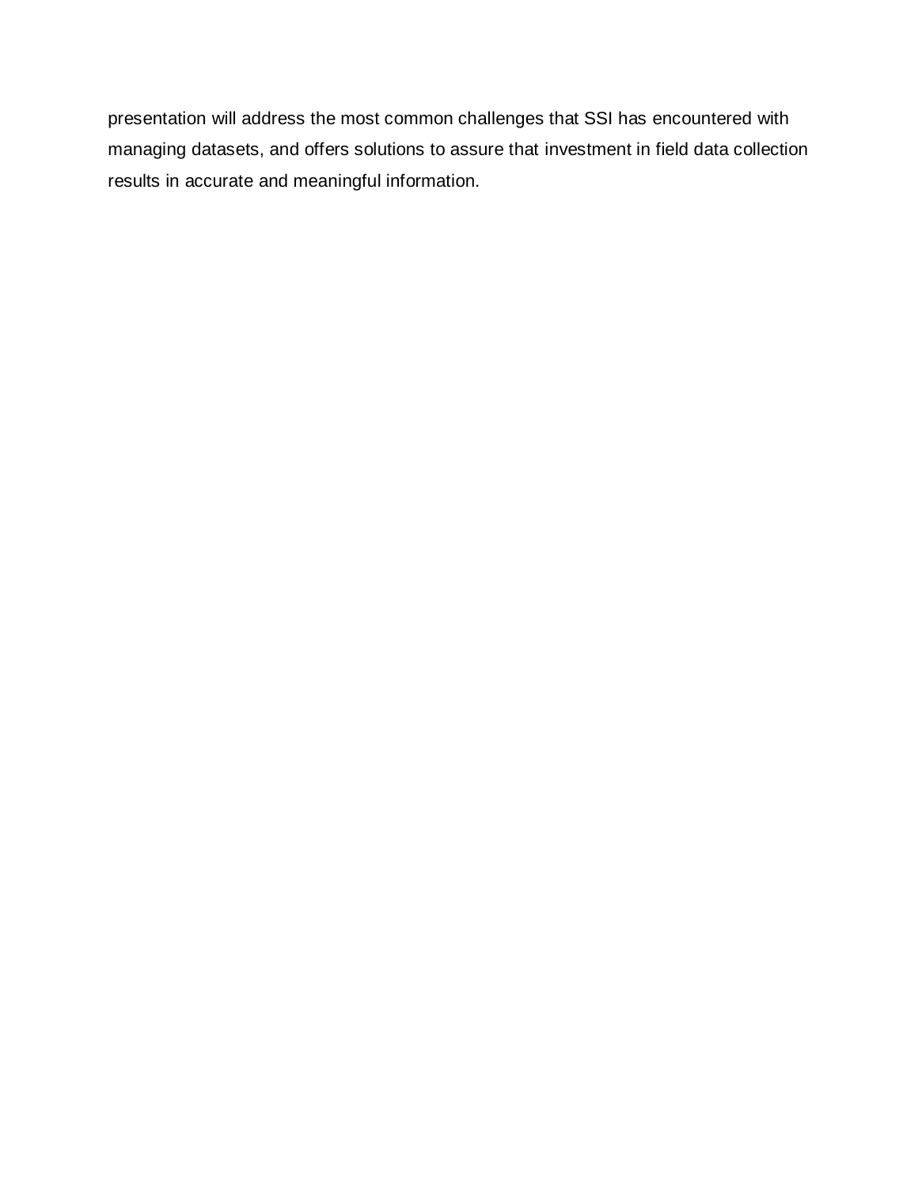presentation will address the most common challenges that SSI has encountered with managing datasets, and offers solutions to assure that investment in field data collection results in accurate and meaningful information.